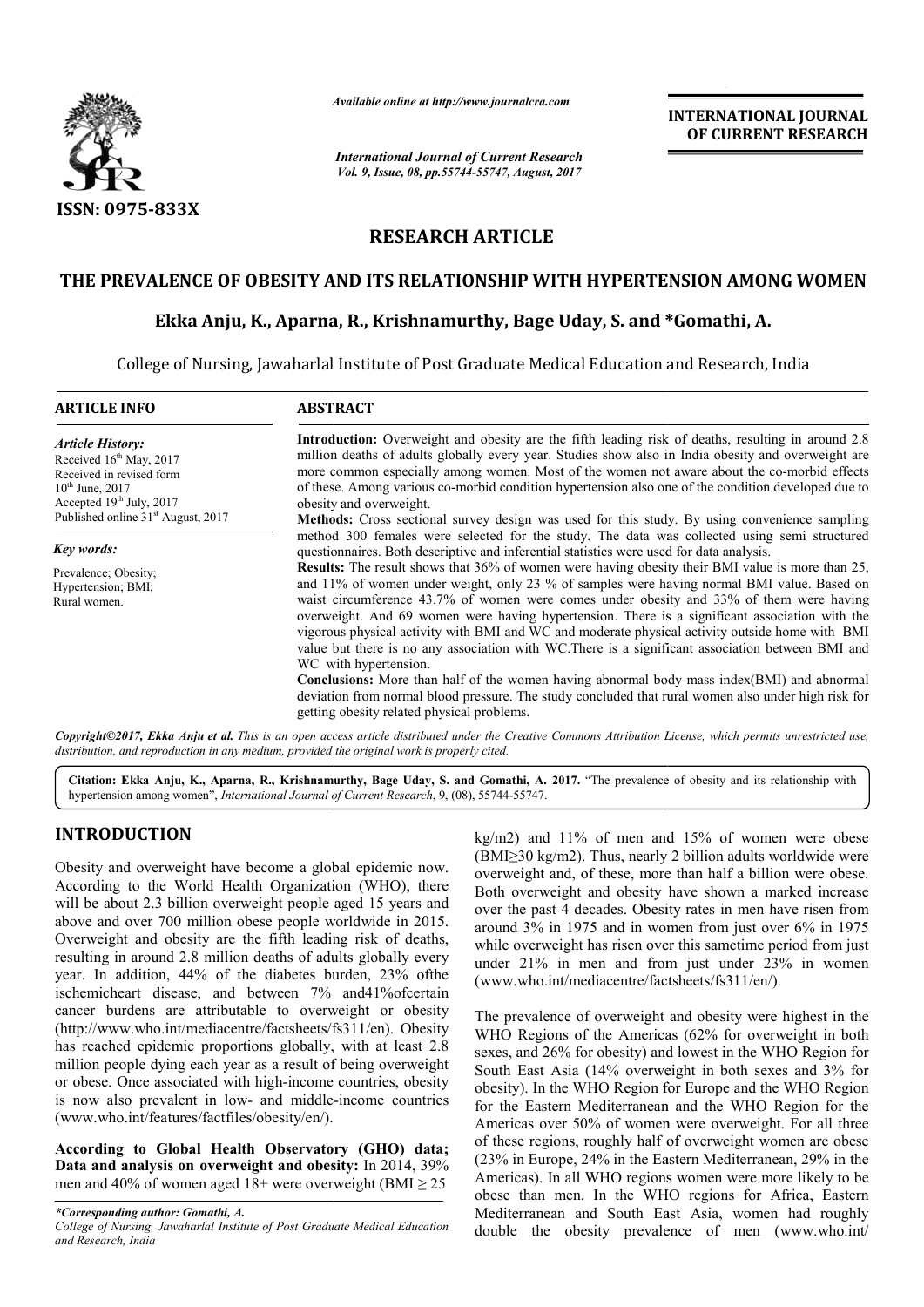*Available online at http://www.journalcra.com*

*International Journal of Current Research*
*Vol. 9, Issue, 08, pp.55744-55747, August, 2017*

**INTERNATIONAL JOURNAL OF CURRENT RESEARCH**

**ISSN: 0975-833X**

## RESEARCH ARTICLE

# THE PREVALENCE OF OBESITY AND ITS RELATIONSHIP WITH HYPERTENSION AMONG WOMEN

**Ekka Anju, K., Aparna, R., Krishnamurthy, Bage Uday, S. and \*Gomathi, A.**

College of Nursing, Jawaharlal Institute of Post Graduate Medical Education and Research, India

**ARTICLE INFO**

*Article History:*
Received 16th May, 2017
Received in revised form
10th June, 2017
Accepted 19th July, 2017
Published online 31st August, 2017

*Key words:*
Prevalence; Obesity;
Hypertension; BMI;
Rural women.

**ABSTRACT**

**Introduction:** Overweight and obesity are the fifth leading risk of deaths, resulting in around 2.8 million deaths of adults globally every year. Studies show also in India obesity and overweight are more common especially among women. Most of the women not aware about the co-morbid effects of these. Among various co-morbid condition hypertension also one of the condition developed due to obesity and overweight.

**Methods:** Cross sectional survey design was used for this study. By using convenience sampling method 300 females were selected for the study. The data was collected using semi structured questionnaires. Both descriptive and inferential statistics were used for data analysis.

**Results:** The result shows that 36% of women were having obesity their BMI value is more than 25, and 11% of women under weight, only 23 % of samples were having normal BMI value. Based on waist circumference 43.7% of women were comes under obesity and 33% of them were having overweight. And 69 women were having hypertension. There is a significant association with the vigorous physical activity with BMI and WC and moderate physical activity outside home with BMI value but there is no any association with WC.There is a significant association between BMI and WC with hypertension.

**Conclusions:** More than half of the women having abnormal body mass index(BMI) and abnormal deviation from normal blood pressure. The study concluded that rural women also under high risk for getting obesity related physical problems.

*Copyright©2017, Ekka Anju et al. This is an open access article distributed under the Creative Commons Attribution License, which permits unrestricted use, distribution, and reproduction in any medium, provided the original work is properly cited.*

**Citation: Ekka Anju, K., Aparna, R., Krishnamurthy, Bage Uday, S. and Gomathi, A. 2017.** "The prevalence of obesity and its relationship with hypertension among women", *International Journal of Current Research*, 9, (08), 55744-55747.

## INTRODUCTION

Obesity and overweight have become a global epidemic now. According to the World Health Organization (WHO), there will be about 2.3 billion overweight people aged 15 years and above and over 700 million obese people worldwide in 2015. Overweight and obesity are the fifth leading risk of deaths, resulting in around 2.8 million deaths of adults globally every year. In addition, 44% of the diabetes burden, 23% ofthe ischemicheart disease, and between 7% and41%ofcertain cancer burdens are attributable to overweight or obesity (http://www.who.int/mediacentre/factsheets/fs311/en). Obesity has reached epidemic proportions globally, with at least 2.8 million people dying each year as a result of being overweight or obese. Once associated with high-income countries, obesity is now also prevalent in low- and middle-income countries (www.who.int/features/factfiles/obesity/en/).

**According to Global Health Observatory (GHO) data; Data and analysis on overweight and obesity:** In 2014, 39% men and 40% of women aged 18+ were overweight (BMI $\geq$ 25 kg/m2) and 11% of men and 15% of women were obese (BMI$\geq$30 kg/m2). Thus, nearly 2 billion adults worldwide were overweight and, of these, more than half a billion were obese. Both overweight and obesity have shown a marked increase over the past 4 decades. Obesity rates in men have risen from around 3% in 1975 and in women from just over 6% in 1975 while overweight has risen over this sametime period from just under 21% in men and from just under 23% in women (www.who.int/mediacentre/factsheets/fs311/en/).

The prevalence of overweight and obesity were highest in the WHO Regions of the Americas (62% for overweight in both sexes, and 26% for obesity) and lowest in the WHO Region for South East Asia (14% overweight in both sexes and 3% for obesity). In the WHO Region for Europe and the WHO Region for the Eastern Mediterranean and the WHO Region for the Americas over 50% of women were overweight. For all three of these regions, roughly half of overweight women are obese (23% in Europe, 24% in the Eastern Mediterranean, 29% in the Americas). In all WHO regions women were more likely to be obese than men. In the WHO regions for Africa, Eastern Mediterranean and South East Asia, women had roughly double the obesity prevalence of men (www.who.int/

*\*Corresponding author: Gomathi, A.*
*College of Nursing, Jawaharlal Institute of Post Graduate Medical Education and Research, India*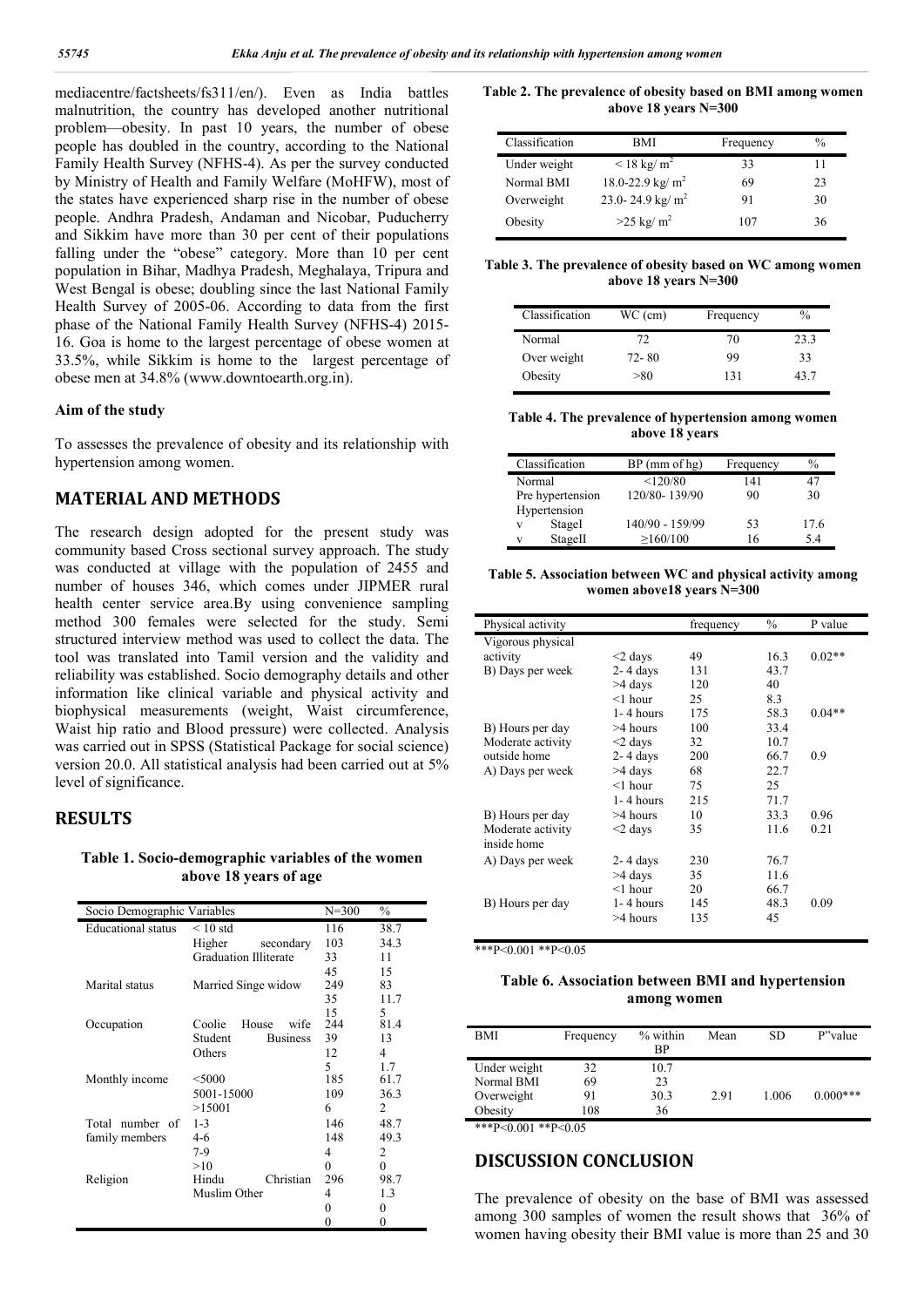mediacentre/factsheets/fs311/en/). Even as India battles malnutrition, the country has developed another nutritional problem—obesity. In past 10 years, the number of obese people has doubled in the country, according to the National Family Health Survey (NFHS-4). As per the survey conducted by Ministry of Health and Family Welfare (MoHFW), most of the states have experienced sharp rise in the number of obese people. Andhra Pradesh, Andaman and Nicobar, Puducherry and Sikkim have more than 30 per cent of their populations falling under the "obese" category. More than 10 per cent population in Bihar, Madhya Pradesh, Meghalaya, Tripura and West Bengal is obese; doubling since the last National Family Health Survey of 2005-06. According to data from the first phase of the National Family Health Survey (NFHS-4) 2015-16. Goa is home to the largest percentage of obese women at 33.5%, while Sikkim is home to the largest percentage of obese men at 34.8% (www.downtoearth.org.in).

### Aim of the study

To assesses the prevalence of obesity and its relationship with hypertension among women.

## MATERIAL AND METHODS

The research design adopted for the present study was community based Cross sectional survey approach. The study was conducted at village with the population of 2455 and number of houses 346, which comes under JIPMER rural health center service area.By using convenience sampling method 300 females were selected for the study. Semi structured interview method was used to collect the data. The tool was translated into Tamil version and the validity and reliability was established. Socio demography details and other information like clinical variable and physical activity and biophysical measurements (weight, Waist circumference, Waist hip ratio and Blood pressure) were collected. Analysis was carried out in SPSS (Statistical Package for social science) version 20.0. All statistical analysis had been carried out at 5% level of significance.

## RESULTS

**Table 1. Socio-demographic variables of the women above 18 years of age**

| Socio Demographic Variables | | N=300 | % |
|---|---|---|---|
| Educational status | < 10 std | 116 | 38.7 |
| | Higher secondary | 103 | 34.3 |
| | Graduation Illiterate | 33 | 11 |
| | | 45 | 15 |
| Marital status | Married Singe widow | 249 | 83 |
| | | 35 | 11.7 |
| | | 15 | 5 |
| Occupation | Coolie House wife | 244 | 81.4 |
| | Student Business | 39 | 13 |
| | Others | 12 | 4 |
| | | 5 | 1.7 |
| Monthly income | <5000 | 185 | 61.7 |
| | 5001-15000 | 109 | 36.3 |
| | >15001 | 6 | 2 |
| Total number of family members | 1-3 | 146 | 48.7 |
| | 4-6 | 148 | 49.3 |
| | 7-9 | 4 | 2 |
| | >10 | 0 | 0 |
| Religion | Hindu Christian | 296 | 98.7 |
| | Muslim Other | 4 | 1.3 |
| | | 0 | 0 |
| | | 0 | 0 |

**Table 2. The prevalence of obesity based on BMI among women above 18 years N=300**

| Classification | BMI | Frequency | % |
|---|---|---|---|
| Under weight | < 18 kg/ m$^2$ | 33 | 11 |
| Normal BMI | 18.0-22.9 kg/ m$^2$ | 69 | 23 |
| Overweight | 23.0- 24.9 kg/ m$^2$ | 91 | 30 |
| Obesity | >25 kg/ m$^2$ | 107 | 36 |

**Table 3. The prevalence of obesity based on WC among women above 18 years N=300**

| Classification | WC (cm) | Frequency | % |
|---|---|---|---|
| Normal | 72 | 70 | 23.3 |
| Over weight | 72- 80 | 99 | 33 |
| Obesity | >80 | 131 | 43.7 |

**Table 4. The prevalence of hypertension among women above 18 years**

| Classification | BP (mm of hg) | Frequency | % |
|---|---|---|---|
| Normal | <120/80 | 141 | 47 |
| Pre hypertension | 120/80- 139/90 | 90 | 30 |
| Hypertension | | | |
| v StageI | 140/90 - 159/99 | 53 | 17.6 |
| v StageII | ≥160/100 | 16 | 5.4 |

**Table 5. Association between WC and physical activity among women above18 years N=300**

| Physical activity | | frequency | % | P value |
|---|---|---|---|---|
| Vigorous physical activity | <2 days | 49 | 16.3 | 0.02** |
| B) Days per week | 2- 4 days | 131 | 43.7 | |
| | >4 days | 120 | 40 | |
| | <1 hour | 25 | 8.3 | |
| | 1- 4 hours | 175 | 58.3 | 0.04** |
| B) Hours per day | >4 hours | 100 | 33.4 | |
| Moderate activity outside home | <2 days | 32 | 10.7 | |
| | 2- 4 days | 200 | 66.7 | 0.9 |
| A) Days per week | >4 days | 68 | 22.7 | |
| | <1 hour | 75 | 25 | |
| | 1- 4 hours | 215 | 71.7 | |
| B) Hours per day | >4 hours | 10 | 33.3 | 0.96 |
| Moderate activity inside home | <2 days | 35 | 11.6 | 0.21 |
| A) Days per week | 2- 4 days | 230 | 76.7 | |
| | >4 days | 35 | 11.6 | |
| | <1 hour | 20 | 66.7 | |
| B) Hours per day | 1- 4 hours | 145 | 48.3 | 0.09 |
| | >4 hours | 135 | 45 | |

***P<0.001 **P<0.05

**Table 6. Association between BMI and hypertension among women**

| BMI | Frequency | % within BP | Mean | SD | P"value |
|---|---|---|---|---|---|
| Under weight | 32 | 10.7 | | | |
| Normal BMI | 69 | 23 | | | |
| Overweight | 91 | 30.3 | 2.91 | 1.006 | 0.000*** |
| Obesity | 108 | 36 | | | |

***P<0.001 **P<0.05

## DISCUSSION CONCLUSION

The prevalence of obesity on the base of BMI was assessed among 300 samples of women the result shows that 36% of women having obesity their BMI value is more than 25 and 30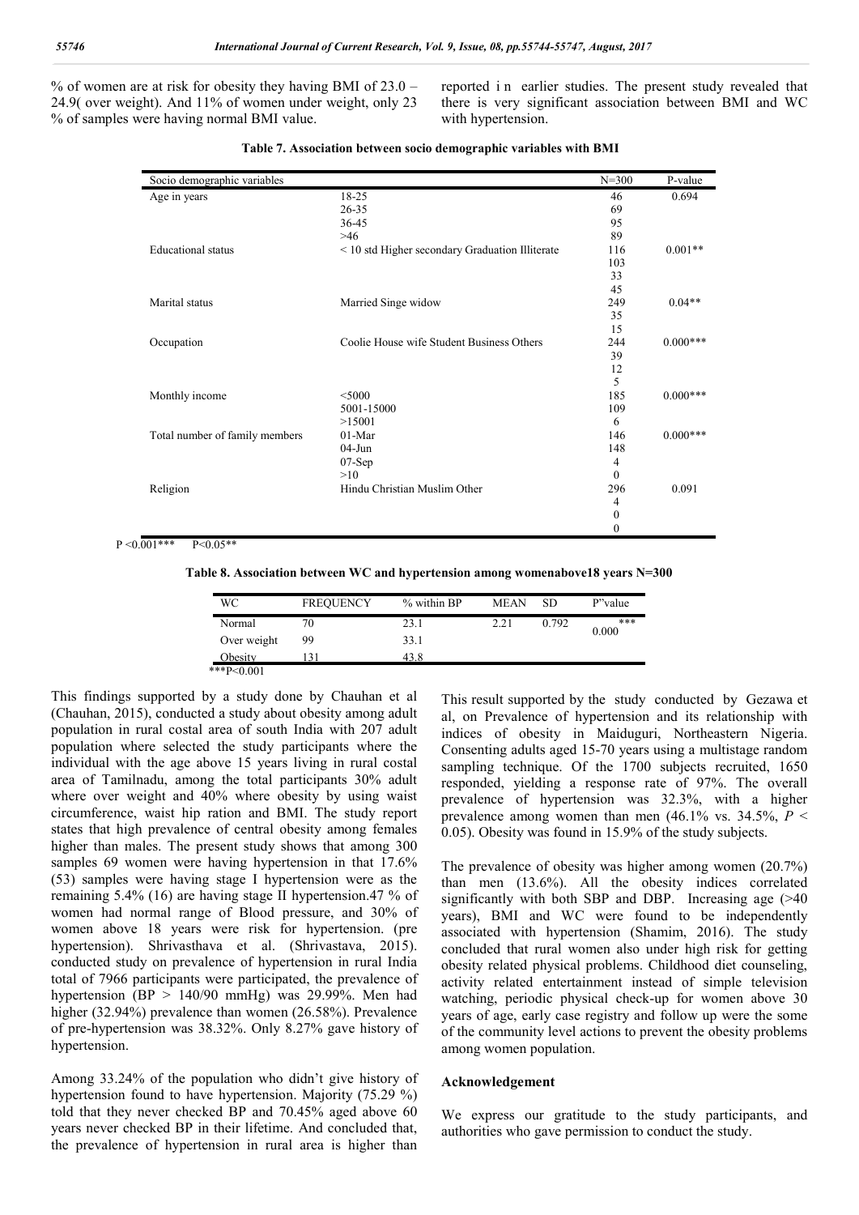% of women are at risk for obesity they having BMI of 23.0 – 24.9( over weight). And 11% of women under weight, only 23 % of samples were having normal BMI value.

reported i n earlier studies. The present study revealed that there is very significant association between BMI and WC with hypertension.

**Table 7. Association between socio demographic variables with BMI**

| Socio demographic variables | | N=300 | P-value |
|---|---|---|---|
| Age in years | 18-25 | 46 | 0.694 |
| | 26-35 | 69 | |
| | 36-45 | 95 | |
| | >46 | 89 | |
| Educational status | < 10 std Higher secondary Graduation Illiterate | 116 | 0.001** |
| | | 103 | |
| | | 33 | |
| | | 45 | |
| Marital status | Married Singe widow | 249 | 0.04** |
| | | 35 | |
| | | 15 | |
| Occupation | Coolie House wife Student Business Others | 244 | 0.000*** |
| | | 39 | |
| | | 12 | |
| | | 5 | |
| Monthly income | <5000 | 185 | 0.000*** |
| | 5001-15000 | 109 | |
| | >15001 | 6 | |
| Total number of family members | 01-Mar | 146 | 0.000*** |
| | 04-Jun | 148 | |
| | 07-Sep | 4 | |
| | >10 | 0 | |
| Religion | Hindu Christian Muslim Other | 296 | 0.091 |
| | | 4 | |
| | | 0 | |
| | | 0 | |

P <0.001*** P<0.05**

**Table 8. Association between WC and hypertension among womenabove18 years N=300**

| WC | FREQUENCY | % within BP | MEAN | SD | P"value |
|---|---|---|---|---|---|
| Normal | 70 | 23.1 | 2.21 | 0.792 | 0.000*** |
| Over weight | 99 | 33.1 | | | |
| Obesity | 131 | 43.8 | | | |

***P<0.001

This findings supported by a study done by Chauhan et al (Chauhan, 2015), conducted a study about obesity among adult population in rural costal area of south India with 207 adult population where selected the study participants where the individual with the age above 15 years living in rural costal area of Tamilnadu, among the total participants 30% adult where over weight and 40% where obesity by using waist circumference, waist hip ration and BMI. The study report states that high prevalence of central obesity among females higher than males. The present study shows that among 300 samples 69 women were having hypertension in that 17.6% (53) samples were having stage I hypertension were as the remaining 5.4% (16) are having stage II hypertension.47 % of women had normal range of Blood pressure, and 30% of women above 18 years were risk for hypertension. (pre hypertension). Shrivasthava et al. (Shrivastava, 2015). conducted study on prevalence of hypertension in rural India total of 7966 participants were participated, the prevalence of hypertension (BP > 140/90 mmHg) was 29.99%. Men had higher (32.94%) prevalence than women (26.58%). Prevalence of pre-hypertension was 38.32%. Only 8.27% gave history of hypertension.

Among 33.24% of the population who didn't give history of hypertension found to have hypertension. Majority (75.29 %) told that they never checked BP and 70.45% aged above 60 years never checked BP in their lifetime. And concluded that, the prevalence of hypertension in rural area is higher than

This result supported by the study conducted by Gezawa et al, on Prevalence of hypertension and its relationship with indices of obesity in Maiduguri, Northeastern Nigeria. Consenting adults aged 15-70 years using a multistage random sampling technique. Of the 1700 subjects recruited, 1650 responded, yielding a response rate of 97%. The overall prevalence of hypertension was 32.3%, with a higher prevalence among women than men (46.1% vs. 34.5%, $P < 0.05$). Obesity was found in 15.9% of the study subjects.

The prevalence of obesity was higher among women (20.7%) than men (13.6%). All the obesity indices correlated significantly with both SBP and DBP. Increasing age (>40 years), BMI and WC were found to be independently associated with hypertension (Shamim, 2016). The study concluded that rural women also under high risk for getting obesity related physical problems. Childhood diet counseling, activity related entertainment instead of simple television watching, periodic physical check-up for women above 30 years of age, early case registry and follow up were the some of the community level actions to prevent the obesity problems among women population.

### Acknowledgement

We express our gratitude to the study participants, and authorities who gave permission to conduct the study.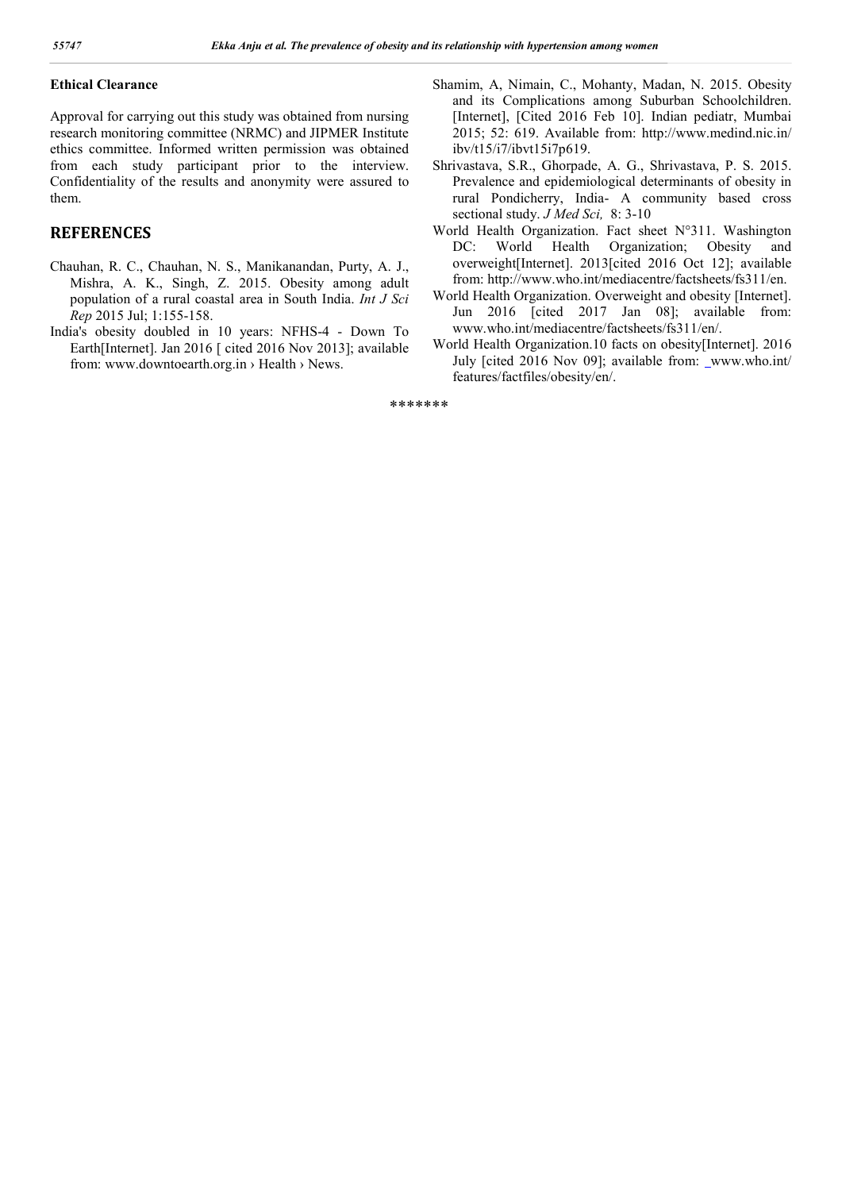**Ethical Clearance**

Approval for carrying out this study was obtained from nursing research monitoring committee (NRMC) and JIPMER Institute ethics committee. Informed written permission was obtained from each study participant prior to the interview. Confidentiality of the results and anonymity were assured to them.

## REFERENCES

Chauhan, R. C., Chauhan, N. S., Manikanandan, Purty, A. J., Mishra, A. K., Singh, Z. 2015. Obesity among adult population of a rural coastal area in South India. *Int J Sci Rep* 2015 Jul; 1:155-158.

India's obesity doubled in 10 years: NFHS-4 - Down To Earth[Internet]. Jan 2016 [ cited 2016 Nov 2013]; available from: www.downtoearth.org.in › Health › News.

Shamim, A, Nimain, C., Mohanty, Madan, N. 2015. Obesity and its Complications among Suburban Schoolchildren. [Internet], [Cited 2016 Feb 10]. Indian pediatr, Mumbai 2015; 52: 619. Available from: http://www.medind.nic.in/ibv/t15/i7/ibvt15i7p619.

Shrivastava, S.R., Ghorpade, A. G., Shrivastava, P. S. 2015. Prevalence and epidemiological determinants of obesity in rural Pondicherry, India- A community based cross sectional study. *J Med Sci,* 8: 3-10

World Health Organization. Fact sheet N°311. Washington DC: World Health Organization; Obesity and overweight[Internet]. 2013[cited 2016 Oct 12]; available from: http://www.who.int/mediacentre/factsheets/fs311/en.

World Health Organization. Overweight and obesity [Internet]. Jun 2016 [cited 2017 Jan 08]; available from: www.who.int/mediacentre/factsheets/fs311/en/.

World Health Organization.10 facts on obesity[Internet]. 2016 July [cited 2016 Nov 09]; available from: www.who.int/features/factfiles/obesity/en/.

*******